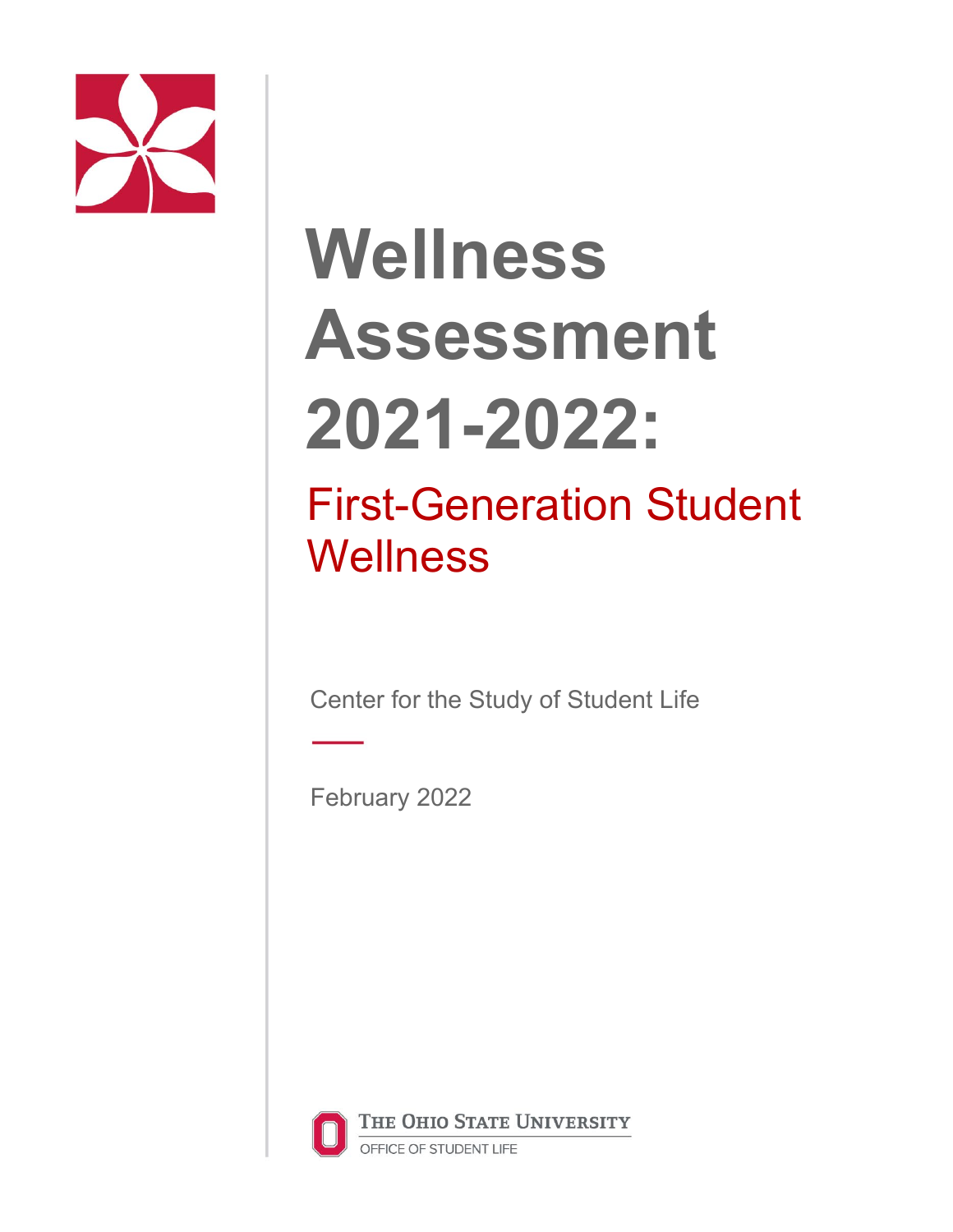# Wellness Assessment 2021-2022:

## First-Generation Student Wellness

Center for the Study of Student Life

February 2022

The Ohio State University

Office of Student Life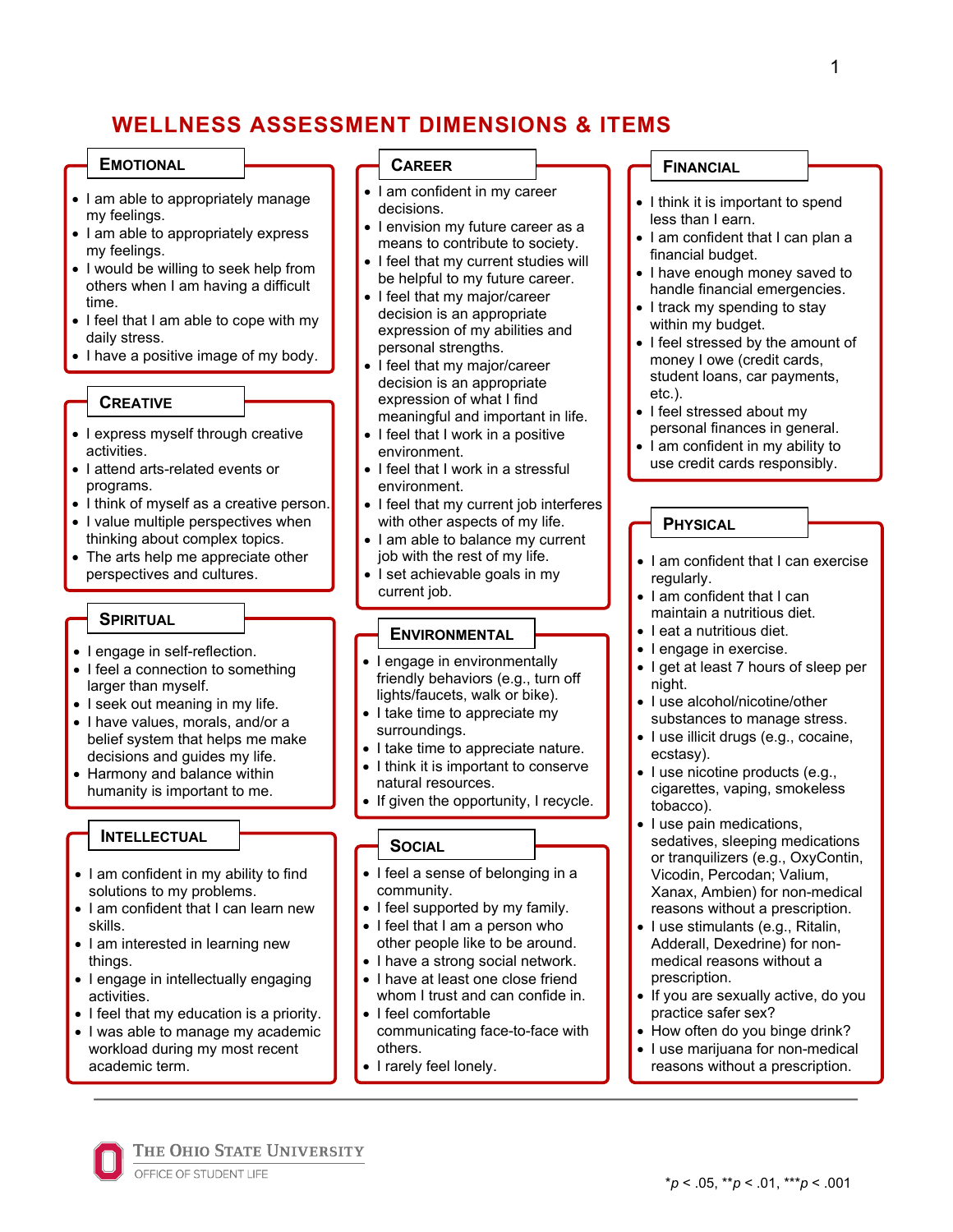# WELLNESS ASSESSMENT DIMENSIONS & ITEMS

## EMOTIONAL

- I am able to appropriately manage my feelings.
- I am able to appropriately express my feelings.
- I would be willing to seek help from others when I am having a difficult time.
- I feel that I am able to cope with my daily stress.
- I have a positive image of my body.

## CREATIVE

- I express myself through creative activities.
- I attend arts-related events or programs.
- I think of myself as a creative person.
- I value multiple perspectives when thinking about complex topics.
- The arts help me appreciate other perspectives and cultures.

## SPIRITUAL

- I engage in self-reflection.
- I feel a connection to something larger than myself.
- I seek out meaning in my life.
- I have values, morals, and/or a belief system that helps me make decisions and guides my life.
- Harmony and balance within humanity is important to me.

## INTELLECTUAL

- I am confident in my ability to find solutions to my problems.
- I am confident that I can learn new skills.
- I am interested in learning new things.
- I engage in intellectually engaging activities.
- I feel that my education is a priority.
- I was able to manage my academic workload during my most recent academic term.

## CAREER

- I am confident in my career decisions.
- I envision my future career as a means to contribute to society.
- I feel that my current studies will be helpful to my future career.
- I feel that my major/career decision is an appropriate expression of my abilities and personal strengths.
- I feel that my major/career decision is an appropriate expression of what I find meaningful and important in life.
- I feel that I work in a positive environment.
- I feel that I work in a stressful environment.
- I feel that my current job interferes with other aspects of my life.
- I am able to balance my current job with the rest of my life.
- I set achievable goals in my current job.

## ENVIRONMENTAL

- I engage in environmentally friendly behaviors (e.g., turn off lights/faucets, walk or bike).
- I take time to appreciate my surroundings.
- I take time to appreciate nature.
- I think it is important to conserve natural resources.
- If given the opportunity, I recycle.

## SOCIAL

- I feel a sense of belonging in a community.
- I feel supported by my family.
- I feel that I am a person who other people like to be around.
- I have a strong social network.
- I have at least one close friend whom I trust and can confide in.
- I feel comfortable communicating face-to-face with others.
- I rarely feel lonely.

## FINANCIAL

- I think it is important to spend less than I earn.
- I am confident that I can plan a financial budget.
- I have enough money saved to handle financial emergencies.
- I track my spending to stay within my budget.
- I feel stressed by the amount of money I owe (credit cards, student loans, car payments, etc.).
- I feel stressed about my personal finances in general.
- I am confident in my ability to use credit cards responsibly.

## PHYSICAL

- I am confident that I can exercise regularly.
- I am confident that I can maintain a nutritious diet.
- I eat a nutritious diet.
- I engage in exercise.
- I get at least 7 hours of sleep per night.
- I use alcohol/nicotine/other substances to manage stress.
- I use illicit drugs (e.g., cocaine, ecstasy).
- I use nicotine products (e.g., cigarettes, vaping, smokeless tobacco).
- I use pain medications, sedatives, sleeping medications or tranquilizers (e.g., OxyContin, Vicodin, Percodan; Valium, Xanax, Ambien) for non-medical reasons without a prescription.
- I use stimulants (e.g., Ritalin, Adderall, Dexedrine) for non-medical reasons without a prescription.
- If you are sexually active, do you practice safer sex?
- How often do you binge drink?
- I use marijuana for non-medical reasons without a prescription.

THE OHIO STATE UNIVERSITY
OFFICE OF STUDENT LIFE

$^{*}p < .05$, $^{**}p < .01$, $^{***}p < .001$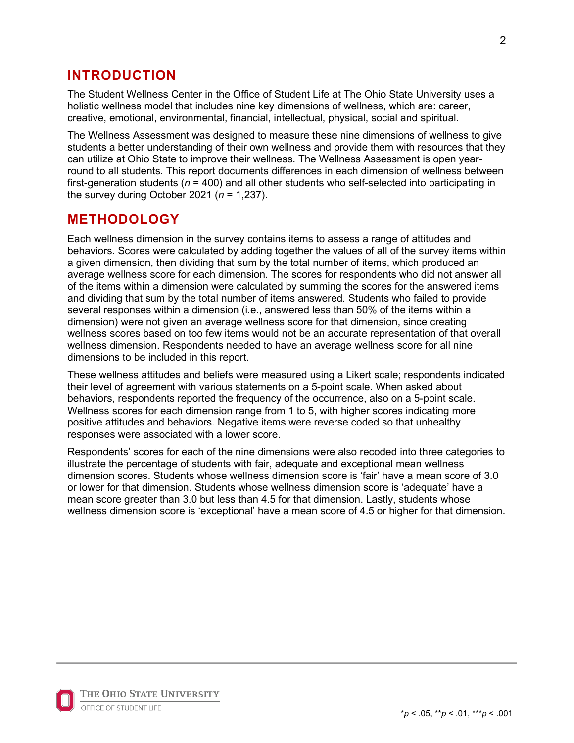## INTRODUCTION

The Student Wellness Center in the Office of Student Life at The Ohio State University uses a holistic wellness model that includes nine key dimensions of wellness, which are: career, creative, emotional, environmental, financial, intellectual, physical, social and spiritual.

The Wellness Assessment was designed to measure these nine dimensions of wellness to give students a better understanding of their own wellness and provide them with resources that they can utilize at Ohio State to improve their wellness. The Wellness Assessment is open year-round to all students. This report documents differences in each dimension of wellness between first-generation students ($n$ = 400) and all other students who self-selected into participating in the survey during October 2021 ($n$ = 1,237).

## METHODOLOGY

Each wellness dimension in the survey contains items to assess a range of attitudes and behaviors. Scores were calculated by adding together the values of all of the survey items within a given dimension, then dividing that sum by the total number of items, which produced an average wellness score for each dimension. The scores for respondents who did not answer all of the items within a dimension were calculated by summing the scores for the answered items and dividing that sum by the total number of items answered. Students who failed to provide several responses within a dimension (i.e., answered less than 50% of the items within a dimension) were not given an average wellness score for that dimension, since creating wellness scores based on too few items would not be an accurate representation of that overall wellness dimension. Respondents needed to have an average wellness score for all nine dimensions to be included in this report.

These wellness attitudes and beliefs were measured using a Likert scale; respondents indicated their level of agreement with various statements on a 5-point scale. When asked about behaviors, respondents reported the frequency of the occurrence, also on a 5-point scale. Wellness scores for each dimension range from 1 to 5, with higher scores indicating more positive attitudes and behaviors. Negative items were reverse coded so that unhealthy responses were associated with a lower score.

Respondents' scores for each of the nine dimensions were also recoded into three categories to illustrate the percentage of students with fair, adequate and exceptional mean wellness dimension scores. Students whose wellness dimension score is 'fair' have a mean score of 3.0 or lower for that dimension. Students whose wellness dimension score is 'adequate' have a mean score greater than 3.0 but less than 4.5 for that dimension. Lastly, students whose wellness dimension score is 'exceptional' have a mean score of 4.5 or higher for that dimension.

*$p$ < .05, **$p$ < .01, ***$p$ < .001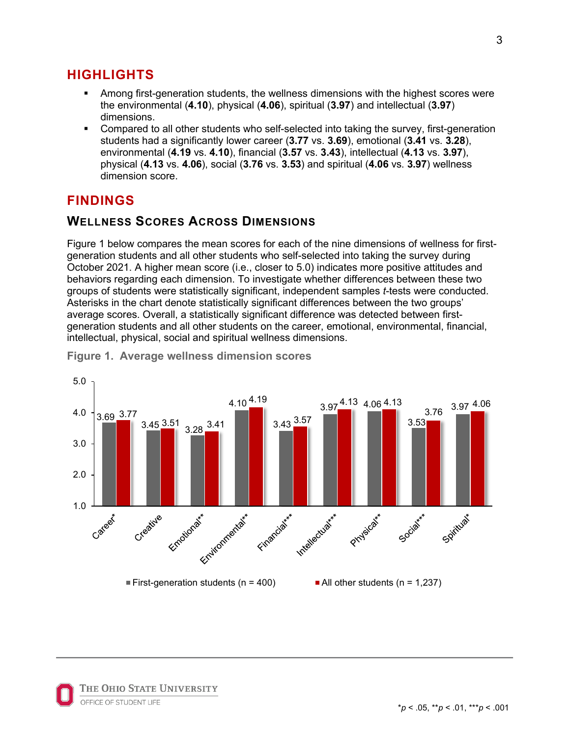## HIGHLIGHTS

- Among first-generation students, the wellness dimensions with the highest scores were the environmental (**4.10**), physical (**4.06**), spiritual (**3.97**) and intellectual (**3.97**) dimensions.
- Compared to all other students who self-selected into taking the survey, first-generation students had a significantly lower career (**3.77** vs. **3.69**), emotional (**3.41** vs. **3.28**), environmental (**4.19** vs. **4.10**), financial (**3.57** vs. **3.43**), intellectual (**4.13** vs. **3.97**), physical (**4.13** vs. **4.06**), social (**3.76** vs. **3.53**) and spiritual (**4.06** vs. **3.97**) wellness dimension score.

## FINDINGS

### Wellness Scores Across Dimensions

Figure 1 below compares the mean scores for each of the nine dimensions of wellness for first-generation students and all other students who self-selected into taking the survey during October 2021. A higher mean score (i.e., closer to 5.0) indicates more positive attitudes and behaviors regarding each dimension. To investigate whether differences between these two groups of students were statistically significant, independent samples *t*-tests were conducted. Asterisks in the chart denote statistically significant differences between the two groups' average scores. Overall, a statistically significant difference was detected between first-generation students and all other students on the career, emotional, environmental, financial, intellectual, physical, social and spiritual wellness dimensions.

**Figure 1. Average wellness dimension scores**

| Dimension | First-generation students (n = 400) | All other students (n = 1,237) |
|---|---|---|
| Career* | 3.69 | 3.77 |
| Creative | 3.45 | 3.51 |
| Emotional** | 3.28 | 3.41 |
| Environmental** | 4.10 | 4.19 |
| Financial*** | 3.43 | 3.57 |
| Intellectual*** | 3.97 | 4.13 |
| Physical** | 4.06 | 4.13 |
| Social*** | 3.53 | 3.76 |
| Spiritual* | 3.97 | 4.06 |

*$p < .05$, **$p < .01$, ***$p < .001$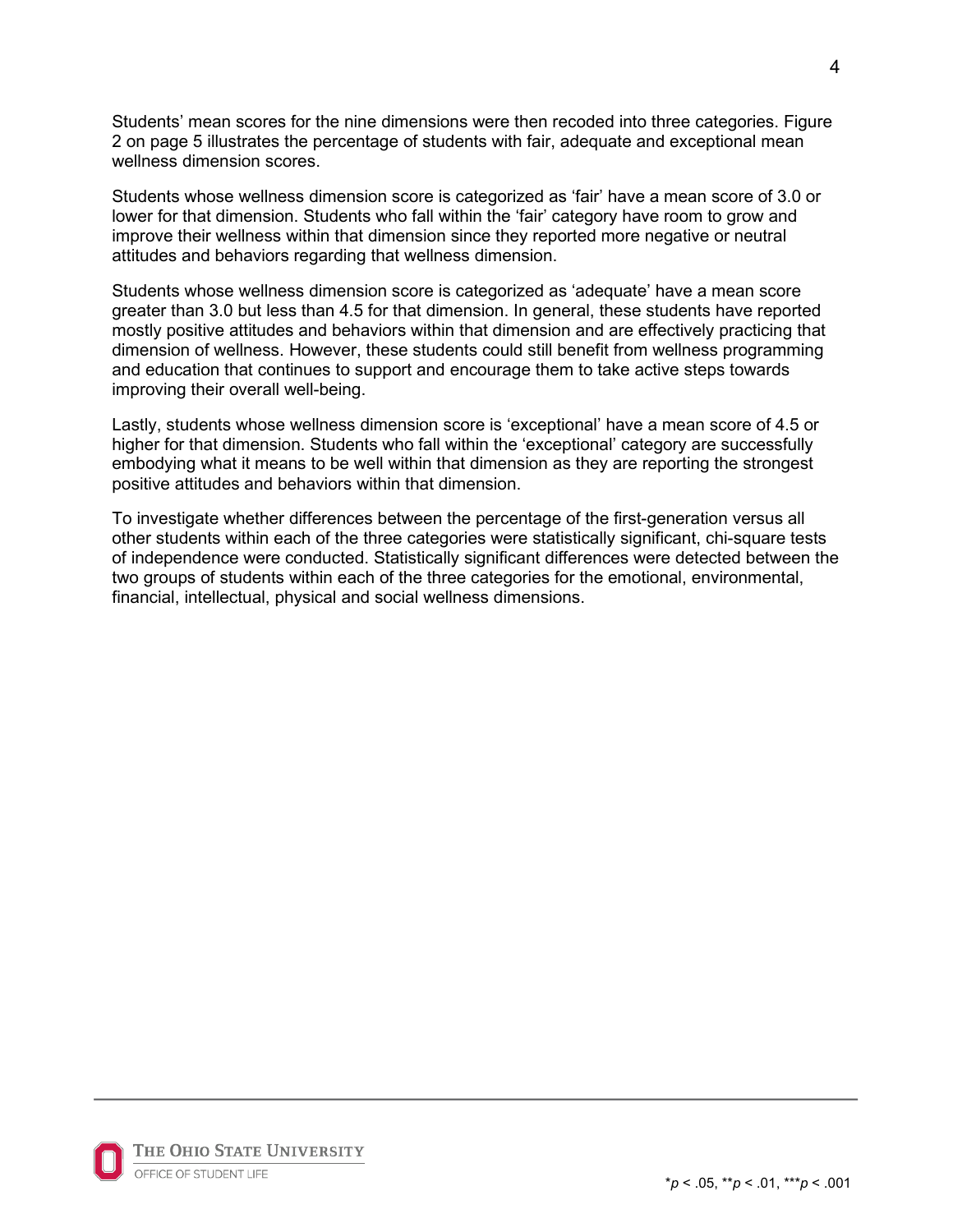Students' mean scores for the nine dimensions were then recoded into three categories. Figure 2 on page 5 illustrates the percentage of students with fair, adequate and exceptional mean wellness dimension scores.

Students whose wellness dimension score is categorized as 'fair' have a mean score of 3.0 or lower for that dimension. Students who fall within the 'fair' category have room to grow and improve their wellness within that dimension since they reported more negative or neutral attitudes and behaviors regarding that wellness dimension.

Students whose wellness dimension score is categorized as 'adequate' have a mean score greater than 3.0 but less than 4.5 for that dimension. In general, these students have reported mostly positive attitudes and behaviors within that dimension and are effectively practicing that dimension of wellness. However, these students could still benefit from wellness programming and education that continues to support and encourage them to take active steps towards improving their overall well-being.

Lastly, students whose wellness dimension score is 'exceptional' have a mean score of 4.5 or higher for that dimension. Students who fall within the 'exceptional' category are successfully embodying what it means to be well within that dimension as they are reporting the strongest positive attitudes and behaviors within that dimension.

To investigate whether differences between the percentage of the first-generation versus all other students within each of the three categories were statistically significant, chi-square tests of independence were conducted. Statistically significant differences were detected between the two groups of students within each of the three categories for the emotional, environmental, financial, intellectual, physical and social wellness dimensions.

*$p < .05$, **$p < .01$, ***$p < .001$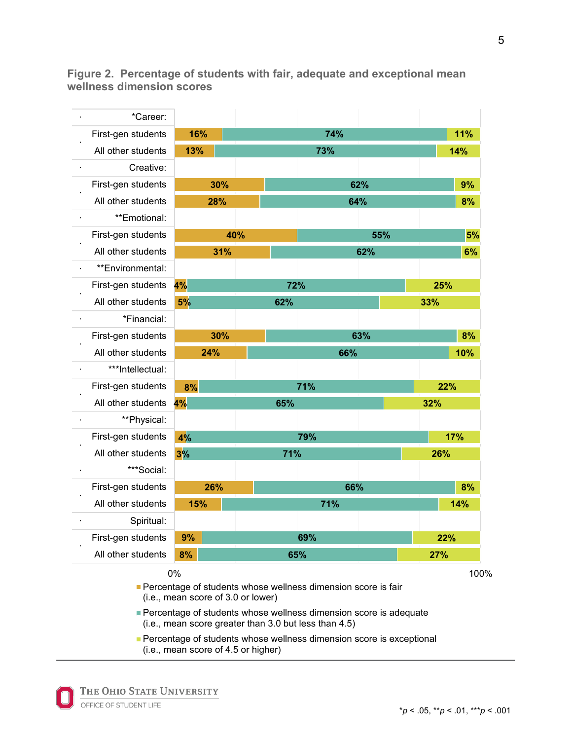**Figure 2. Percentage of students with fair, adequate and exceptional mean wellness dimension scores**

*Career:

First-gen students 16% 74% 11%

All other students 13% 73% 14%

Creative:

First-gen students 30% 62% 9%

All other students 28% 64% 8%

**Emotional:

First-gen students 40% 55% 5%

All other students 31% 62% 6%

**Environmental:

First-gen students 4% 72% 25%

All other students 5% 62% 33%

*Financial:

First-gen students 30% 63% 8%

All other students 24% 66% 10%

***Intellectual:

First-gen students 8% 71% 22%

All other students 4% 65% 32%

**Physical:

First-gen students 4% 79% 17%

All other students 3% 71% 26%

***Social:

First-gen students 26% 66% 8%

All other students 15% 71% 14%

Spiritual:

First-gen students 9% 69% 22%

All other students 8% 65% 27%

0% 100%

- Percentage of students whose wellness dimension score is fair (i.e., mean score of 3.0 or lower)
- Percentage of students whose wellness dimension score is adequate (i.e., mean score greater than 3.0 but less than 4.5)
- Percentage of students whose wellness dimension score is exceptional (i.e., mean score of 4.5 or higher)

THE OHIO STATE UNIVERSITY
OFFICE OF STUDENT LIFE

*$p < .05$, **$p < .01$, ***$p < .001$